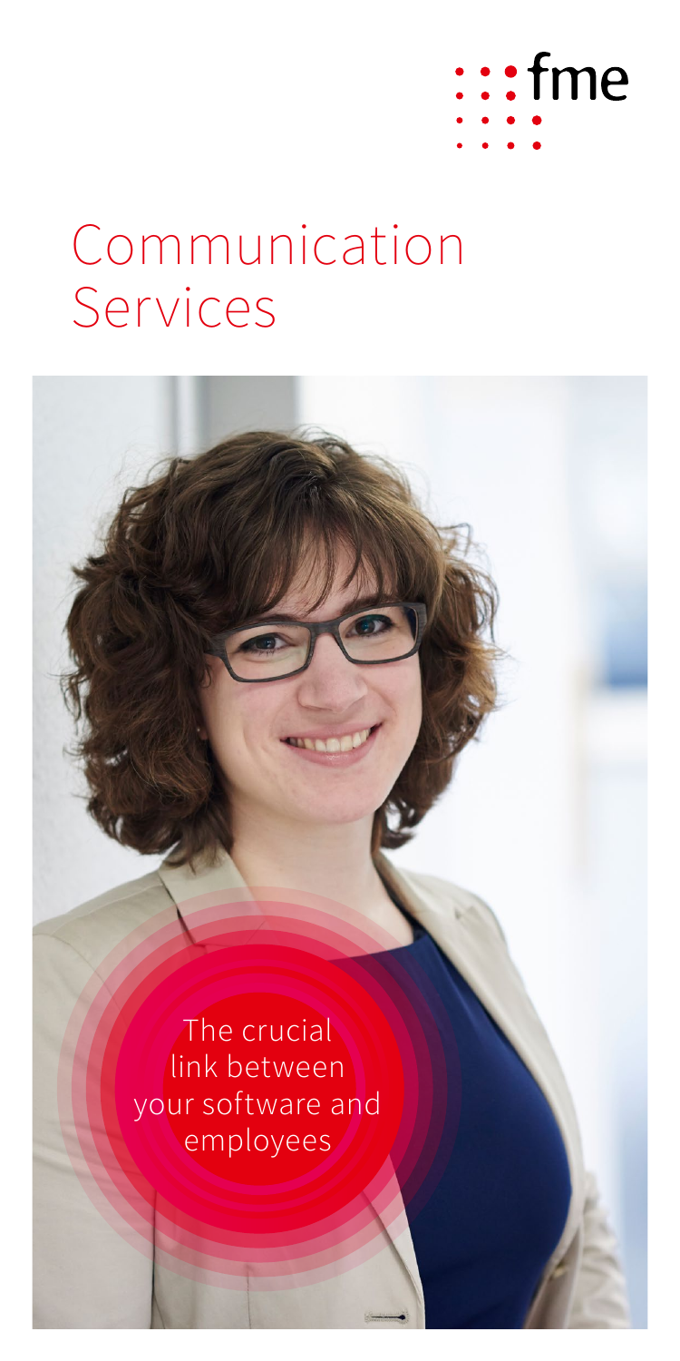fme

# Communication Services

The crucial link between your software and employees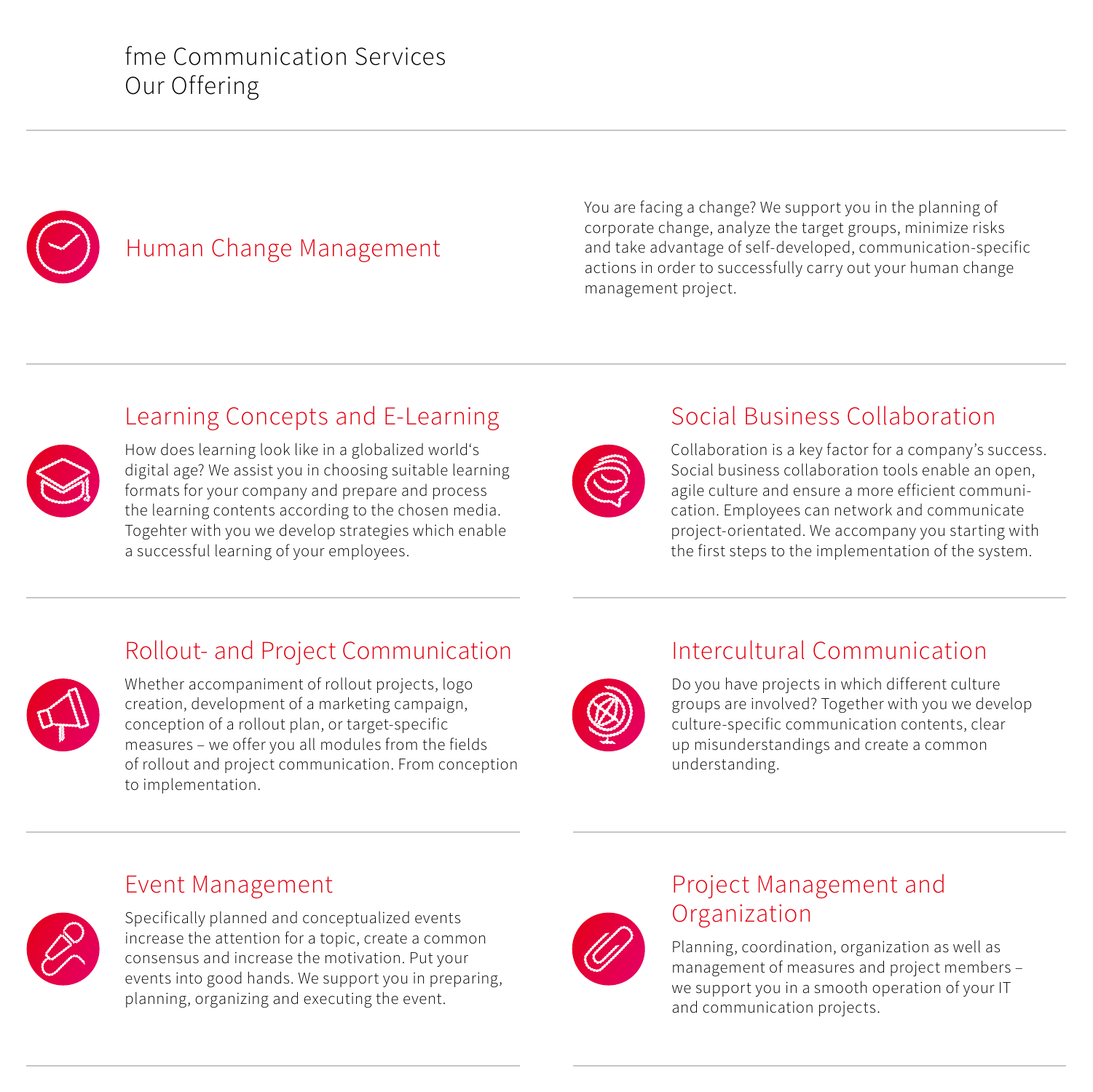# fme Communication Services
# Our Offering

## Human Change Management

You are facing a change? We support you in the planning of corporate change, analyze the target groups, minimize risks and take advantage of self-developed, communication-specific actions in order to successfully carry out your human change management project.

## Learning Concepts and E-Learning

How does learning look like in a globalized world's digital age? We assist you in choosing suitable learning formats for your company and prepare and process the learning contents according to the chosen media. Togehter with you we develop strategies which enable a successful learning of your employees.

## Social Business Collaboration

Collaboration is a key factor for a company's success. Social business collaboration tools enable an open, agile culture and ensure a more efficient communication. Employees can network and communicate project-orientated. We accompany you starting with the first steps to the implementation of the system.

## Rollout- and Project Communication

Whether accompaniment of rollout projects, logo creation, development of a marketing campaign, conception of a rollout plan, or target-specific measures – we offer you all modules from the fields of rollout and project communication. From conception to implementation.

## Intercultural Communication

Do you have projects in which different culture groups are involved? Together with you we develop culture-specific communication contents, clear up misunderstandings and create a common understanding.

## Event Management

Specifically planned and conceptualized events increase the attention for a topic, create a common consensus and increase the motivation. Put your events into good hands. We support you in preparing, planning, organizing and executing the event.

## Project Management and Organization

Planning, coordination, organization as well as management of measures and project members – we support you in a smooth operation of your IT and communication projects.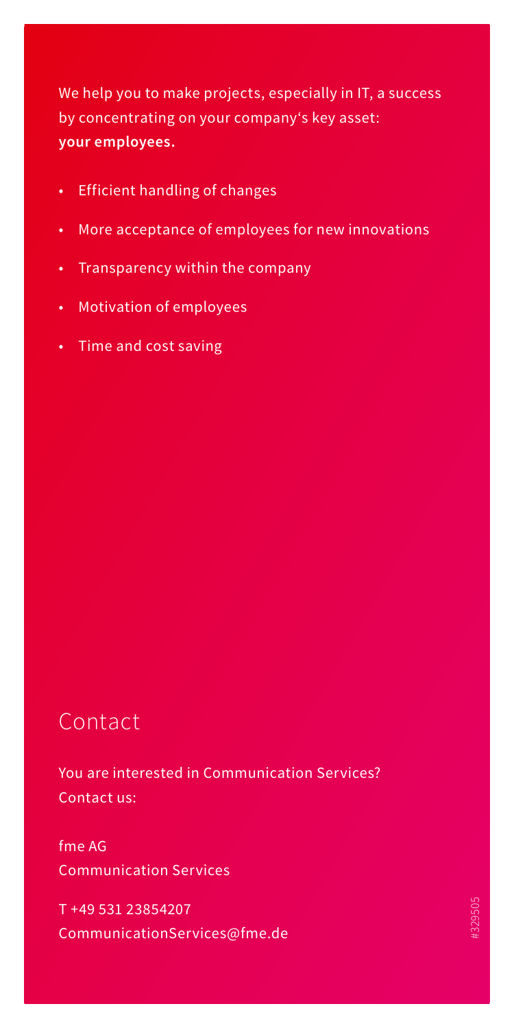We help you to make projects, especially in IT, a success by concentrating on your company's key asset: **your employees.**

- Efficient handling of changes
- More acceptance of employees for new innovations
- Transparency within the company
- Motivation of employees
- Time and cost saving

## Contact

You are interested in Communication Services? Contact us:

fme AG
Communication Services

T +49 531 23854207
CommunicationServices@fme.de

#329505